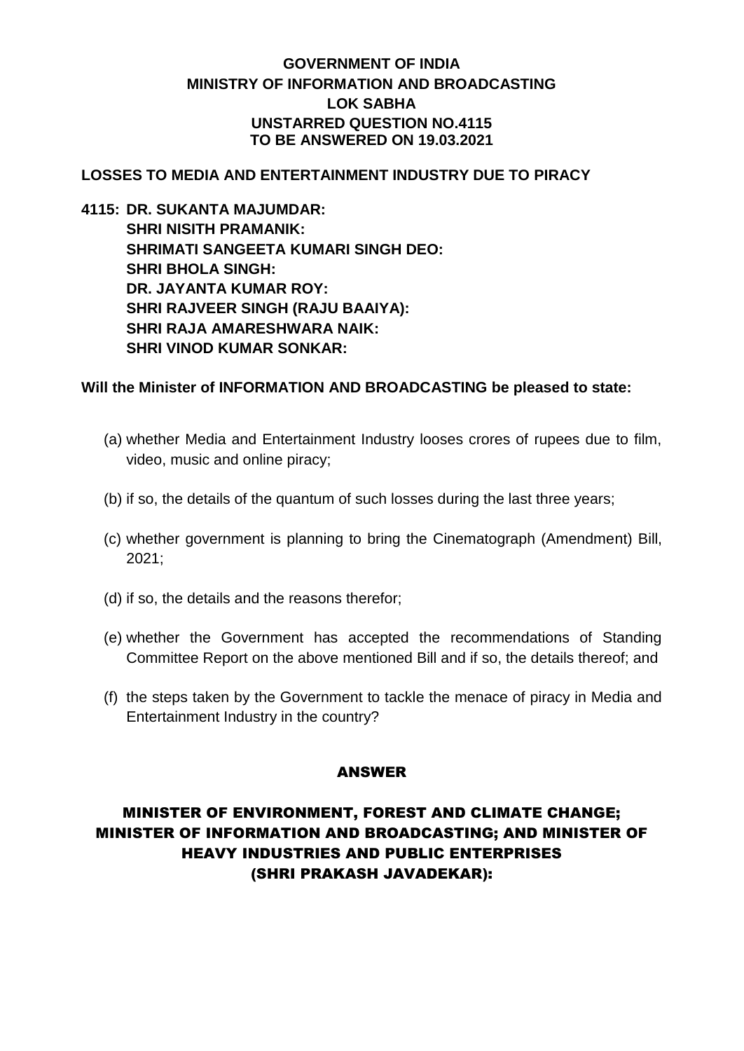**GOVERNMENT OF INDIA**
**MINISTRY OF INFORMATION AND BROADCASTING**
**LOK SABHA**
**UNSTARRED QUESTION NO.4115**
**TO BE ANSWERED ON 19.03.2021**

**LOSSES TO MEDIA AND ENTERTAINMENT INDUSTRY DUE TO PIRACY**

**4115: DR. SUKANTA MAJUMDAR:**
**SHRI NISITH PRAMANIK:**
**SHRIMATI SANGEETA KUMARI SINGH DEO:**
**SHRI BHOLA SINGH:**
**DR. JAYANTA KUMAR ROY:**
**SHRI RAJVEER SINGH (RAJU BAAIYA):**
**SHRI RAJA AMARESHWARA NAIK:**
**SHRI VINOD KUMAR SONKAR:**

**Will the Minister of INFORMATION AND BROADCASTING be pleased to state:**

(a) whether Media and Entertainment Industry looses crores of rupees due to film, video, music and online piracy;

(b) if so, the details of the quantum of such losses during the last three years;

(c) whether government is planning to bring the Cinematograph (Amendment) Bill, 2021;

(d) if so, the details and the reasons therefor;

(e) whether the Government has accepted the recommendations of Standing Committee Report on the above mentioned Bill and if so, the details thereof; and

(f) the steps taken by the Government to tackle the menace of piracy in Media and Entertainment Industry in the country?

**ANSWER**

**MINISTER OF ENVIRONMENT, FOREST AND CLIMATE CHANGE; MINISTER OF INFORMATION AND BROADCASTING; AND MINISTER OF HEAVY INDUSTRIES AND PUBLIC ENTERPRISES (SHRI PRAKASH JAVADEKAR):**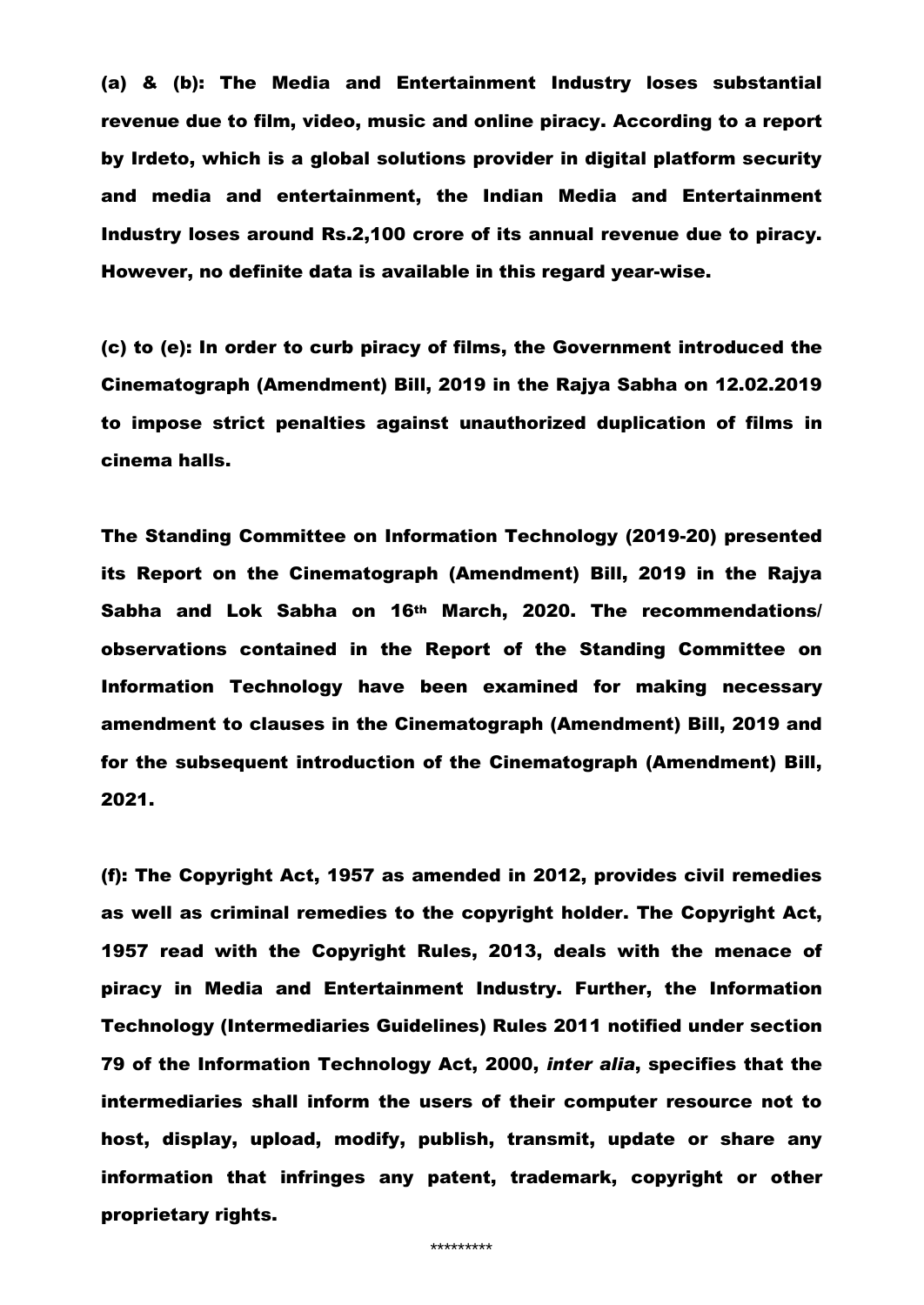**(a) & (b): The Media and Entertainment Industry loses substantial revenue due to film, video, music and online piracy. According to a report by Irdeto, which is a global solutions provider in digital platform security and media and entertainment, the Indian Media and Entertainment Industry loses around Rs.2,100 crore of its annual revenue due to piracy. However, no definite data is available in this regard year-wise.**

**(c) to (e): In order to curb piracy of films, the Government introduced the Cinematograph (Amendment) Bill, 2019 in the Rajya Sabha on 12.02.2019 to impose strict penalties against unauthorized duplication of films in cinema halls.**

**The Standing Committee on Information Technology (2019-20) presented its Report on the Cinematograph (Amendment) Bill, 2019 in the Rajya Sabha and Lok Sabha on 16th March, 2020. The recommendations/ observations contained in the Report of the Standing Committee on Information Technology have been examined for making necessary amendment to clauses in the Cinematograph (Amendment) Bill, 2019 and for the subsequent introduction of the Cinematograph (Amendment) Bill, 2021.**

**(f): The Copyright Act, 1957 as amended in 2012, provides civil remedies as well as criminal remedies to the copyright holder. The Copyright Act, 1957 read with the Copyright Rules, 2013, deals with the menace of piracy in Media and Entertainment Industry. Further, the Information Technology (Intermediaries Guidelines) Rules 2011 notified under section 79 of the Information Technology Act, 2000, *inter alia*, specifies that the intermediaries shall inform the users of their computer resource not to host, display, upload, modify, publish, transmit, update or share any information that infringes any patent, trademark, copyright or other proprietary rights.**

*********